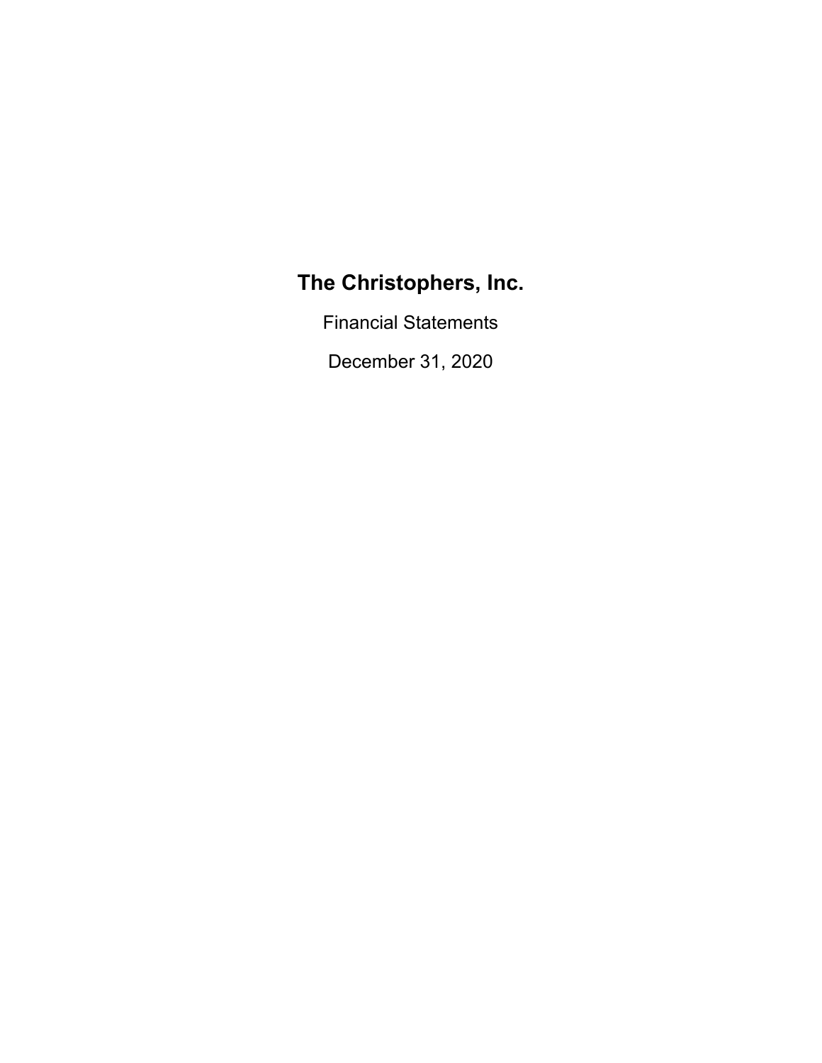# The Christophers, Inc.

Financial Statements

December 31, 2020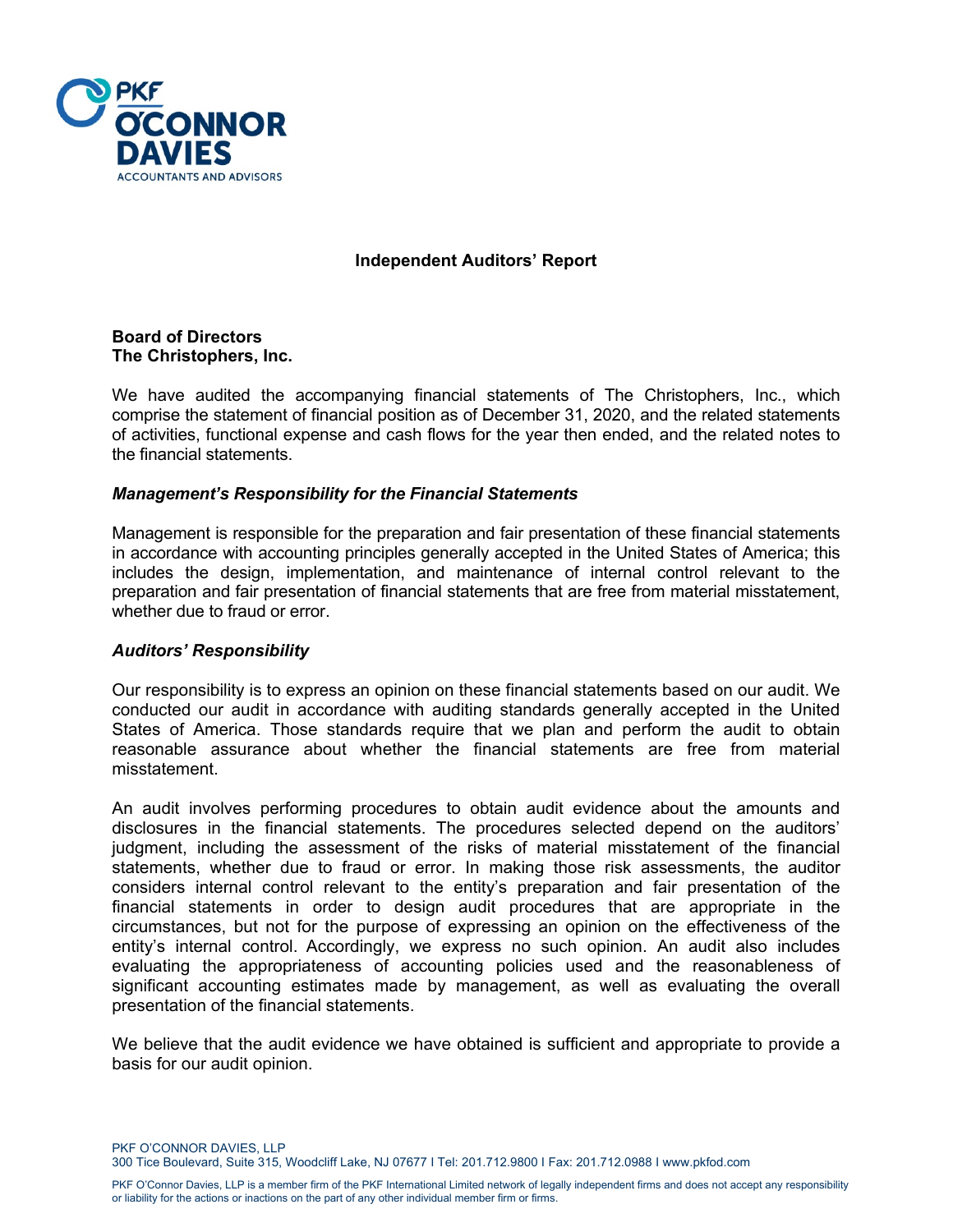# Independent Auditors' Report

**Board of Directors**
**The Christophers, Inc.**

We have audited the accompanying financial statements of The Christophers, Inc., which comprise the statement of financial position as of December 31, 2020, and the related statements of activities, functional expense and cash flows for the year then ended, and the related notes to the financial statements.

### *Management's Responsibility for the Financial Statements*

Management is responsible for the preparation and fair presentation of these financial statements in accordance with accounting principles generally accepted in the United States of America; this includes the design, implementation, and maintenance of internal control relevant to the preparation and fair presentation of financial statements that are free from material misstatement, whether due to fraud or error.

### *Auditors' Responsibility*

Our responsibility is to express an opinion on these financial statements based on our audit. We conducted our audit in accordance with auditing standards generally accepted in the United States of America. Those standards require that we plan and perform the audit to obtain reasonable assurance about whether the financial statements are free from material misstatement.

An audit involves performing procedures to obtain audit evidence about the amounts and disclosures in the financial statements. The procedures selected depend on the auditors' judgment, including the assessment of the risks of material misstatement of the financial statements, whether due to fraud or error. In making those risk assessments, the auditor considers internal control relevant to the entity's preparation and fair presentation of the financial statements in order to design audit procedures that are appropriate in the circumstances, but not for the purpose of expressing an opinion on the effectiveness of the entity's internal control. Accordingly, we express no such opinion. An audit also includes evaluating the appropriateness of accounting policies used and the reasonableness of significant accounting estimates made by management, as well as evaluating the overall presentation of the financial statements.

We believe that the audit evidence we have obtained is sufficient and appropriate to provide a basis for our audit opinion.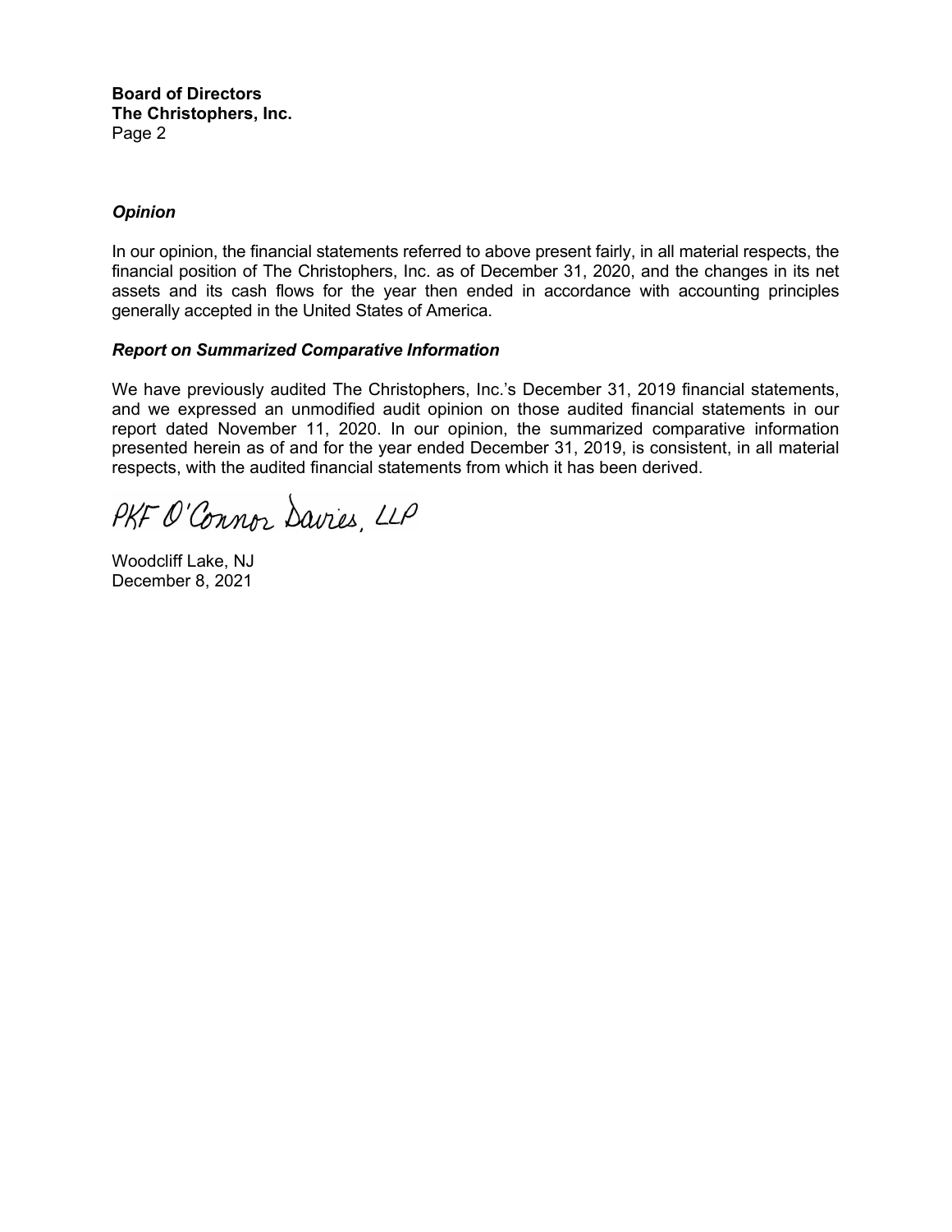**Board of Directors**
**The Christophers, Inc.**
Page 2

***Opinion***

In our opinion, the financial statements referred to above present fairly, in all material respects, the financial position of The Christophers, Inc. as of December 31, 2020, and the changes in its net assets and its cash flows for the year then ended in accordance with accounting principles generally accepted in the United States of America.

***Report on Summarized Comparative Information***

We have previously audited The Christophers, Inc.'s December 31, 2019 financial statements, and we expressed an unmodified audit opinion on those audited financial statements in our report dated November 11, 2020. In our opinion, the summarized comparative information presented herein as of and for the year ended December 31, 2019, is consistent, in all material respects, with the audited financial statements from which it has been derived.

PKF O'Connor Davies, LLP

Woodcliff Lake, NJ
December 8, 2021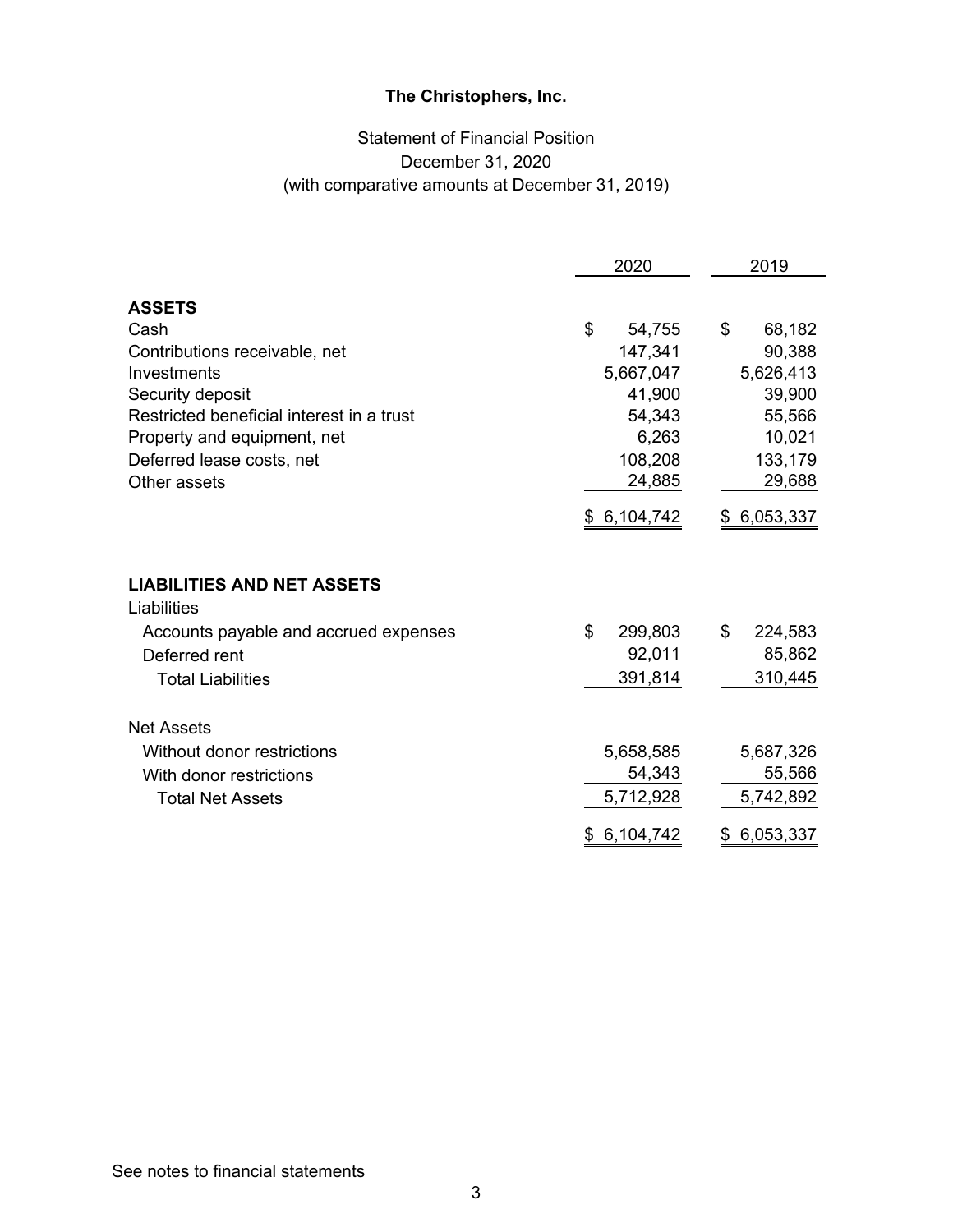# The Christophers, Inc.

Statement of Financial Position
December 31, 2020
(with comparative amounts at December 31, 2019)

| | 2020 | 2019 |
|---|---|---|
| **ASSETS** | | |
| Cash | $ 54,755 | $ 68,182 |
| Contributions receivable, net | 147,341 | 90,388 |
| Investments | 5,667,047 | 5,626,413 |
| Security deposit | 41,900 | 39,900 |
| Restricted beneficial interest in a trust | 54,343 | 55,566 |
| Property and equipment, net | 6,263 | 10,021 |
| Deferred lease costs, net | 108,208 | 133,179 |
| Other assets | 24,885 | 29,688 |
| | $ 6,104,742 | $ 6,053,337 |
| **LIABILITIES AND NET ASSETS** | | |
| Liabilities | | |
| Accounts payable and accrued expenses | $ 299,803 | $ 224,583 |
| Deferred rent | 92,011 | 85,862 |
| Total Liabilities | 391,814 | 310,445 |
| Net Assets | | |
| Without donor restrictions | 5,658,585 | 5,687,326 |
| With donor restrictions | 54,343 | 55,566 |
| Total Net Assets | 5,712,928 | 5,742,892 |
| | $ 6,104,742 | $ 6,053,337 |

See notes to financial statements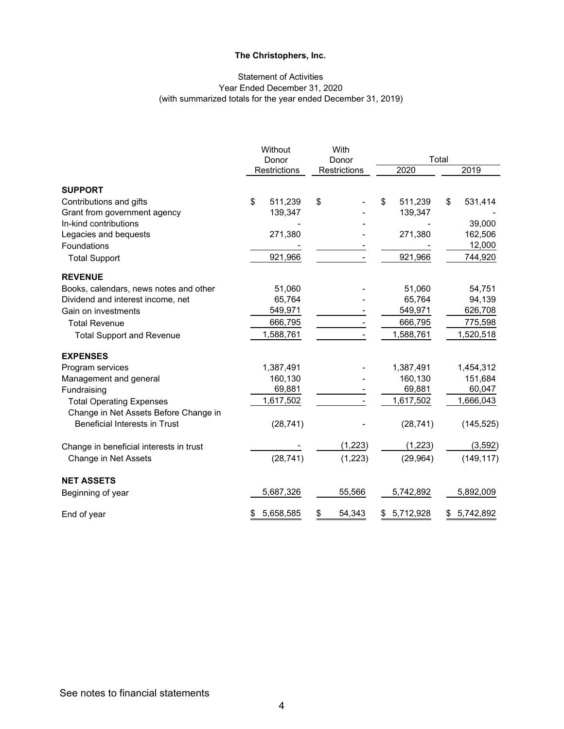**The Christophers, Inc.**

Statement of Activities
Year Ended December 31, 2020
(with summarized totals for the year ended December 31, 2019)

| | Without Donor Restrictions | With Donor Restrictions | Total 2020 | Total 2019 |
|---|---|---|---|---|
| **SUPPORT** | | | | |
| Contributions and gifts | $ 511,239 | $ - | $ 511,239 | $ 531,414 |
| Grant from government agency | 139,347 | - | 139,347 | - |
| In-kind contributions | - | - | - | 39,000 |
| Legacies and bequests | 271,380 | - | 271,380 | 162,506 |
| Foundations | - | - | - | 12,000 |
| Total Support | 921,966 | - | 921,966 | 744,920 |
| **REVENUE** | | | | |
| Books, calendars, news notes and other | 51,060 | - | 51,060 | 54,751 |
| Dividend and interest income, net | 65,764 | - | 65,764 | 94,139 |
| Gain on investments | 549,971 | - | 549,971 | 626,708 |
| Total Revenue | 666,795 | - | 666,795 | 775,598 |
| Total Support and Revenue | 1,588,761 | - | 1,588,761 | 1,520,518 |
| **EXPENSES** | | | | |
| Program services | 1,387,491 | - | 1,387,491 | 1,454,312 |
| Management and general | 160,130 | - | 160,130 | 151,684 |
| Fundraising | 69,881 | - | 69,881 | 60,047 |
| Total Operating Expenses | 1,617,502 | - | 1,617,502 | 1,666,043 |
| Change in Net Assets Before Change in Beneficial Interests in Trust | (28,741) | - | (28,741) | (145,525) |
| Change in beneficial interests in trust | - | (1,223) | (1,223) | (3,592) |
| Change in Net Assets | (28,741) | (1,223) | (29,964) | (149,117) |
| **NET ASSETS** | | | | |
| Beginning of year | 5,687,326 | 55,566 | 5,742,892 | 5,892,009 |
| End of year | $ 5,658,585 | $ 54,343 | $ 5,712,928 | $ 5,742,892 |

See notes to financial statements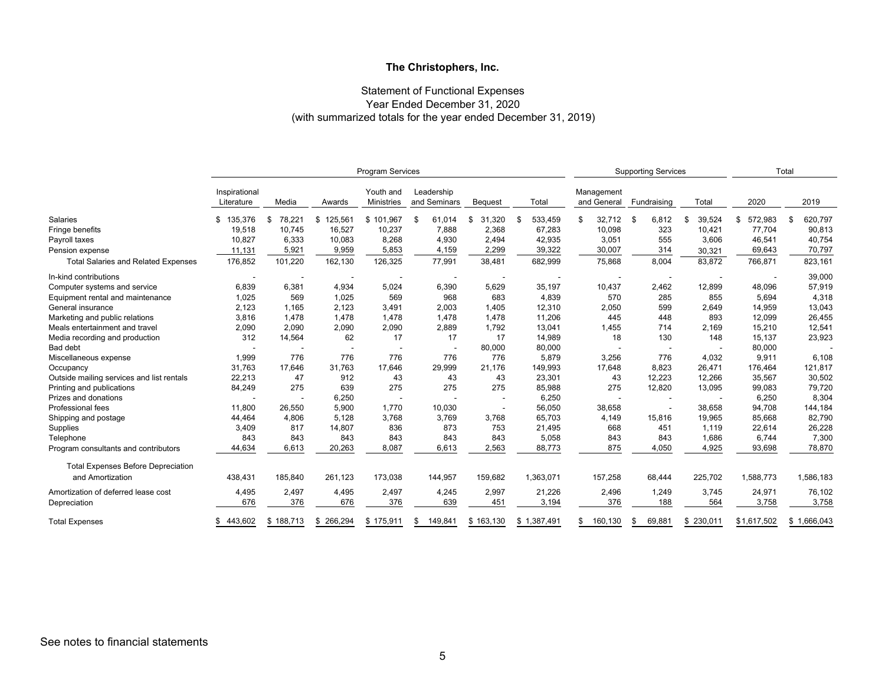**The Christophers, Inc.**

Statement of Functional Expenses
Year Ended December 31, 2020
(with summarized totals for the year ended December 31, 2019)

| | Program Services | | | | | | | Supporting Services | | | Total | |
|---|---|---|---|---|---|---|---|---|---|---|---|---|
| | Inspirational Literature | Media | Awards | Youth and Ministries | Leadership and Seminars | Bequest | Total | Management and General | Fundraising | Total | 2020 | 2019 |
| Salaries | $ 135,376 | $ 78,221 | $ 125,561 | $ 101,967 | $ 61,014 | $ 31,320 | $ 533,459 | $ 32,712 | $ 6,812 | $ 39,524 | $ 572,983 | $ 620,797 |
| Fringe benefits | 19,518 | 10,745 | 16,527 | 10,237 | 7,888 | 2,368 | 67,283 | 10,098 | 323 | 10,421 | 77,704 | 90,813 |
| Payroll taxes | 10,827 | 6,333 | 10,083 | 8,268 | 4,930 | 2,494 | 42,935 | 3,051 | 555 | 3,606 | 46,541 | 40,754 |
| Pension expense | 11,131 | 5,921 | 9,959 | 5,853 | 4,159 | 2,299 | 39,322 | 30,007 | 314 | 30,321 | 69,643 | 70,797 |
| Total Salaries and Related Expenses | 176,852 | 101,220 | 162,130 | 126,325 | 77,991 | 38,481 | 682,999 | 75,868 | 8,004 | 83,872 | 766,871 | 823,161 |
| In-kind contributions | - | - | - | - | - | - | - | - | - | - | - | 39,000 |
| Computer systems and service | 6,839 | 6,381 | 4,934 | 5,024 | 6,390 | 5,629 | 35,197 | 10,437 | 2,462 | 12,899 | 48,096 | 57,919 |
| Equipment rental and maintenance | 1,025 | 569 | 1,025 | 569 | 968 | 683 | 4,839 | 570 | 285 | 855 | 5,694 | 4,318 |
| General insurance | 2,123 | 1,165 | 2,123 | 3,491 | 2,003 | 1,405 | 12,310 | 2,050 | 599 | 2,649 | 14,959 | 13,043 |
| Marketing and public relations | 3,816 | 1,478 | 1,478 | 1,478 | 1,478 | 1,478 | 11,206 | 445 | 448 | 893 | 12,099 | 26,455 |
| Meals entertainment and travel | 2,090 | 2,090 | 2,090 | 2,090 | 2,889 | 1,792 | 13,041 | 1,455 | 714 | 2,169 | 15,210 | 12,541 |
| Media recording and production | 312 | 14,564 | 62 | 17 | 17 | 17 | 14,989 | 18 | 130 | 148 | 15,137 | 23,923 |
| Bad debt | - | - | - | - | - | 80,000 | 80,000 | - | - | - | 80,000 | - |
| Miscellaneous expense | 1,999 | 776 | 776 | 776 | 776 | 776 | 5,879 | 3,256 | 776 | 4,032 | 9,911 | 6,108 |
| Occupancy | 31,763 | 17,646 | 31,763 | 17,646 | 29,999 | 21,176 | 149,993 | 17,648 | 8,823 | 26,471 | 176,464 | 121,817 |
| Outside mailing services and list rentals | 22,213 | 47 | 912 | 43 | 43 | 43 | 23,301 | 43 | 12,223 | 12,266 | 35,567 | 30,502 |
| Printing and publications | 84,249 | 275 | 639 | 275 | 275 | 275 | 85,988 | 275 | 12,820 | 13,095 | 99,083 | 79,720 |
| Prizes and donations | - | - | 6,250 | - | - | - | 6,250 | - | - | - | 6,250 | 8,304 |
| Professional fees | 11,800 | 26,550 | 5,900 | 1,770 | 10,030 | - | 56,050 | 38,658 | - | 38,658 | 94,708 | 144,184 |
| Shipping and postage | 44,464 | 4,806 | 5,128 | 3,768 | 3,769 | 3,768 | 65,703 | 4,149 | 15,816 | 19,965 | 85,668 | 82,790 |
| Supplies | 3,409 | 817 | 14,807 | 836 | 873 | 753 | 21,495 | 668 | 451 | 1,119 | 22,614 | 26,228 |
| Telephone | 843 | 843 | 843 | 843 | 843 | 843 | 5,058 | 843 | 843 | 1,686 | 6,744 | 7,300 |
| Program consultants and contributors | 44,634 | 6,613 | 20,263 | 8,087 | 6,613 | 2,563 | 88,773 | 875 | 4,050 | 4,925 | 93,698 | 78,870 |
| Total Expenses Before Depreciation and Amortization | 438,431 | 185,840 | 261,123 | 173,038 | 144,957 | 159,682 | 1,363,071 | 157,258 | 68,444 | 225,702 | 1,588,773 | 1,586,183 |
| Amortization of deferred lease cost | 4,495 | 2,497 | 4,495 | 2,497 | 4,245 | 2,997 | 21,226 | 2,496 | 1,249 | 3,745 | 24,971 | 76,102 |
| Depreciation | 676 | 376 | 676 | 376 | 639 | 451 | 3,194 | 376 | 188 | 564 | 3,758 | 3,758 |
| Total Expenses | $ 443,602 | $ 188,713 | $ 266,294 | $ 175,911 | $ 149,841 | $ 163,130 | $ 1,387,491 | $ 160,130 | $ 69,881 | $ 230,011 | $1,617,502 | $ 1,666,043 |

See notes to financial statements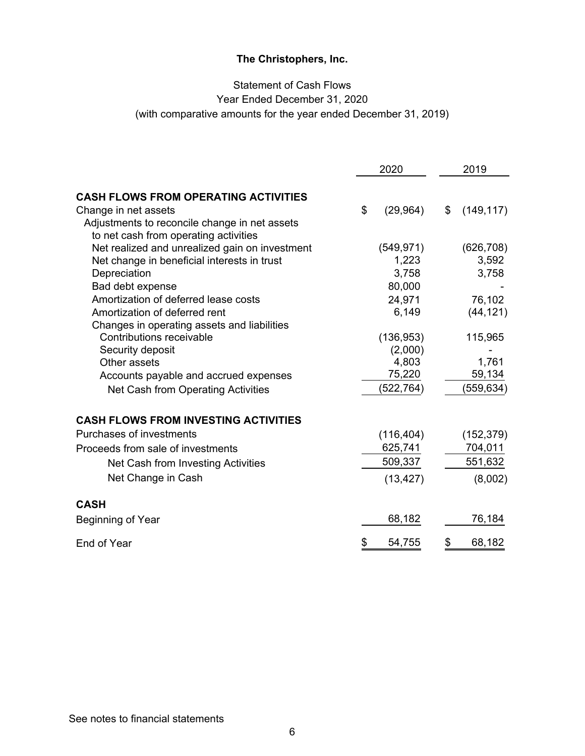**The Christophers, Inc.**

Statement of Cash Flows
Year Ended December 31, 2020
(with comparative amounts for the year ended December 31, 2019)

| | 2020 | 2019 |
|---|---|---|
| **CASH FLOWS FROM OPERATING ACTIVITIES** | | |
| Change in net assets | $ (29,964) | $ (149,117) |
| Adjustments to reconcile change in net assets to net cash from operating activities | | |
| Net realized and unrealized gain on investment | (549,971) | (626,708) |
| Net change in beneficial interests in trust | 1,223 | 3,592 |
| Depreciation | 3,758 | 3,758 |
| Bad debt expense | 80,000 | - |
| Amortization of deferred lease costs | 24,971 | 76,102 |
| Amortization of deferred rent | 6,149 | (44,121) |
| Changes in operating assets and liabilities | | |
| Contributions receivable | (136,953) | 115,965 |
| Security deposit | (2,000) | - |
| Other assets | 4,803 | 1,761 |
| Accounts payable and accrued expenses | 75,220 | 59,134 |
| Net Cash from Operating Activities | (522,764) | (559,634) |
| **CASH FLOWS FROM INVESTING ACTIVITIES** | | |
| Purchases of investments | (116,404) | (152,379) |
| Proceeds from sale of investments | 625,741 | 704,011 |
| Net Cash from Investing Activities | 509,337 | 551,632 |
| Net Change in Cash | (13,427) | (8,002) |
| **CASH** | | |
| Beginning of Year | 68,182 | 76,184 |
| End of Year | $ 54,755 | $ 68,182 |

See notes to financial statements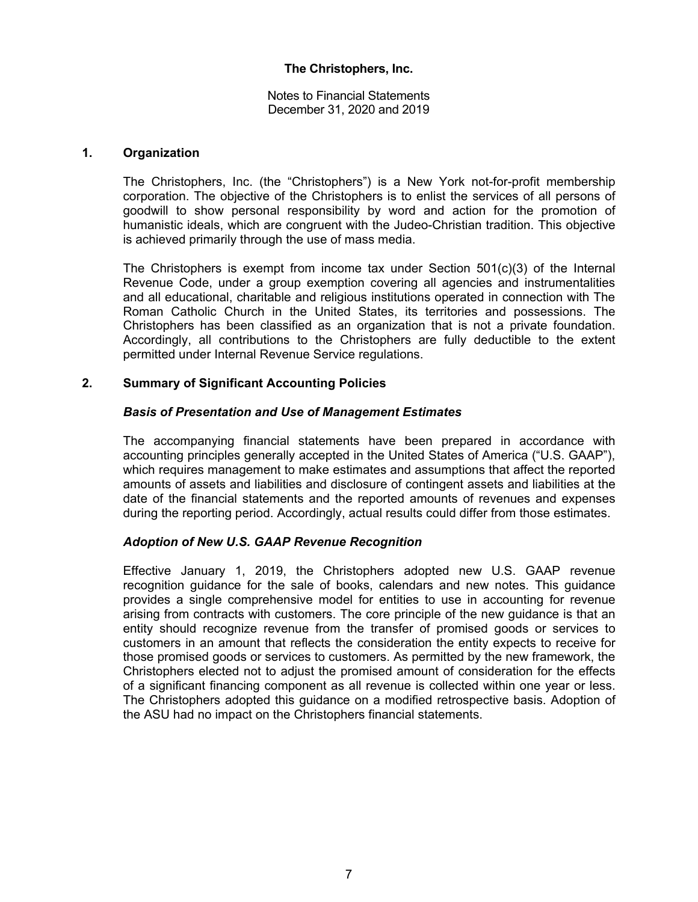**The Christophers, Inc.**

Notes to Financial Statements
December 31, 2020 and 2019

## 1. Organization

The Christophers, Inc. (the "Christophers") is a New York not-for-profit membership corporation. The objective of the Christophers is to enlist the services of all persons of goodwill to show personal responsibility by word and action for the promotion of humanistic ideals, which are congruent with the Judeo-Christian tradition. This objective is achieved primarily through the use of mass media.

The Christophers is exempt from income tax under Section 501(c)(3) of the Internal Revenue Code, under a group exemption covering all agencies and instrumentalities and all educational, charitable and religious institutions operated in connection with The Roman Catholic Church in the United States, its territories and possessions. The Christophers has been classified as an organization that is not a private foundation. Accordingly, all contributions to the Christophers are fully deductible to the extent permitted under Internal Revenue Service regulations.

## 2. Summary of Significant Accounting Policies

### *Basis of Presentation and Use of Management Estimates*

The accompanying financial statements have been prepared in accordance with accounting principles generally accepted in the United States of America ("U.S. GAAP"), which requires management to make estimates and assumptions that affect the reported amounts of assets and liabilities and disclosure of contingent assets and liabilities at the date of the financial statements and the reported amounts of revenues and expenses during the reporting period. Accordingly, actual results could differ from those estimates.

### *Adoption of New U.S. GAAP Revenue Recognition*

Effective January 1, 2019, the Christophers adopted new U.S. GAAP revenue recognition guidance for the sale of books, calendars and new notes. This guidance provides a single comprehensive model for entities to use in accounting for revenue arising from contracts with customers. The core principle of the new guidance is that an entity should recognize revenue from the transfer of promised goods or services to customers in an amount that reflects the consideration the entity expects to receive for those promised goods or services to customers. As permitted by the new framework, the Christophers elected not to adjust the promised amount of consideration for the effects of a significant financing component as all revenue is collected within one year or less. The Christophers adopted this guidance on a modified retrospective basis. Adoption of the ASU had no impact on the Christophers financial statements.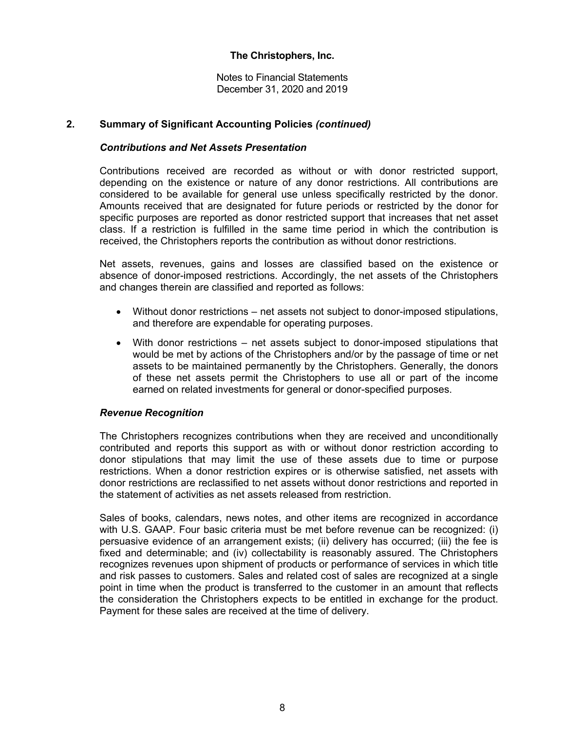## 2. Summary of Significant Accounting Policies *(continued)*

### *Contributions and Net Assets Presentation*

Contributions received are recorded as without or with donor restricted support, depending on the existence or nature of any donor restrictions. All contributions are considered to be available for general use unless specifically restricted by the donor. Amounts received that are designated for future periods or restricted by the donor for specific purposes are reported as donor restricted support that increases that net asset class. If a restriction is fulfilled in the same time period in which the contribution is received, the Christophers reports the contribution as without donor restrictions.

Net assets, revenues, gains and losses are classified based on the existence or absence of donor-imposed restrictions. Accordingly, the net assets of the Christophers and changes therein are classified and reported as follows:

- Without donor restrictions – net assets not subject to donor-imposed stipulations, and therefore are expendable for operating purposes.
- With donor restrictions – net assets subject to donor-imposed stipulations that would be met by actions of the Christophers and/or by the passage of time or net assets to be maintained permanently by the Christophers. Generally, the donors of these net assets permit the Christophers to use all or part of the income earned on related investments for general or donor-specified purposes.

### *Revenue Recognition*

The Christophers recognizes contributions when they are received and unconditionally contributed and reports this support as with or without donor restriction according to donor stipulations that may limit the use of these assets due to time or purpose restrictions. When a donor restriction expires or is otherwise satisfied, net assets with donor restrictions are reclassified to net assets without donor restrictions and reported in the statement of activities as net assets released from restriction.

Sales of books, calendars, news notes, and other items are recognized in accordance with U.S. GAAP. Four basic criteria must be met before revenue can be recognized: (i) persuasive evidence of an arrangement exists; (ii) delivery has occurred; (iii) the fee is fixed and determinable; and (iv) collectability is reasonably assured. The Christophers recognizes revenues upon shipment of products or performance of services in which title and risk passes to customers. Sales and related cost of sales are recognized at a single point in time when the product is transferred to the customer in an amount that reflects the consideration the Christophers expects to be entitled in exchange for the product. Payment for these sales are received at the time of delivery.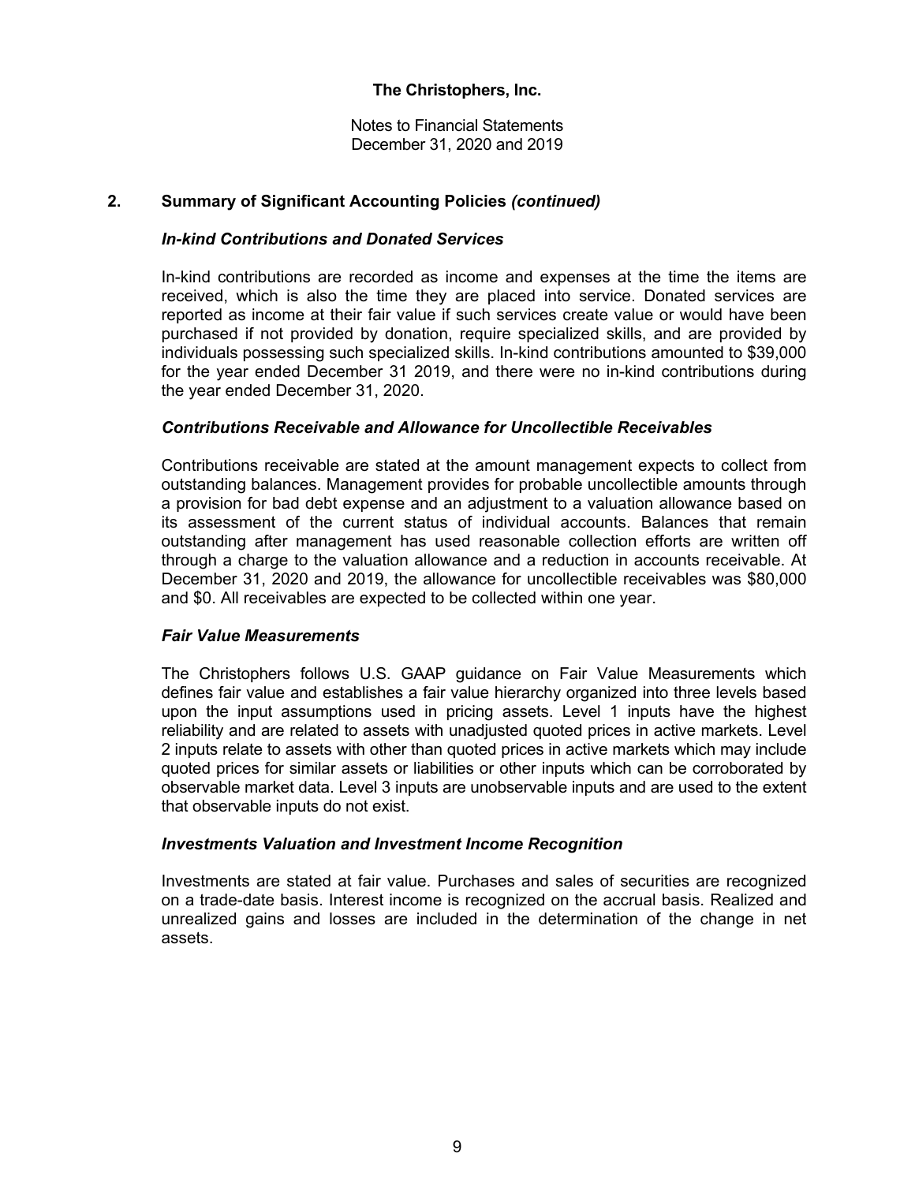## 2. Summary of Significant Accounting Policies *(continued)*

### *In-kind Contributions and Donated Services*

In-kind contributions are recorded as income and expenses at the time the items are received, which is also the time they are placed into service. Donated services are reported as income at their fair value if such services create value or would have been purchased if not provided by donation, require specialized skills, and are provided by individuals possessing such specialized skills. In-kind contributions amounted to $39,000 for the year ended December 31 2019, and there were no in-kind contributions during the year ended December 31, 2020.

### *Contributions Receivable and Allowance for Uncollectible Receivables*

Contributions receivable are stated at the amount management expects to collect from outstanding balances. Management provides for probable uncollectible amounts through a provision for bad debt expense and an adjustment to a valuation allowance based on its assessment of the current status of individual accounts. Balances that remain outstanding after management has used reasonable collection efforts are written off through a charge to the valuation allowance and a reduction in accounts receivable. At December 31, 2020 and 2019, the allowance for uncollectible receivables was $80,000 and $0. All receivables are expected to be collected within one year.

### *Fair Value Measurements*

The Christophers follows U.S. GAAP guidance on Fair Value Measurements which defines fair value and establishes a fair value hierarchy organized into three levels based upon the input assumptions used in pricing assets. Level 1 inputs have the highest reliability and are related to assets with unadjusted quoted prices in active markets. Level 2 inputs relate to assets with other than quoted prices in active markets which may include quoted prices for similar assets or liabilities or other inputs which can be corroborated by observable market data. Level 3 inputs are unobservable inputs and are used to the extent that observable inputs do not exist.

### *Investments Valuation and Investment Income Recognition*

Investments are stated at fair value. Purchases and sales of securities are recognized on a trade-date basis. Interest income is recognized on the accrual basis. Realized and unrealized gains and losses are included in the determination of the change in net assets.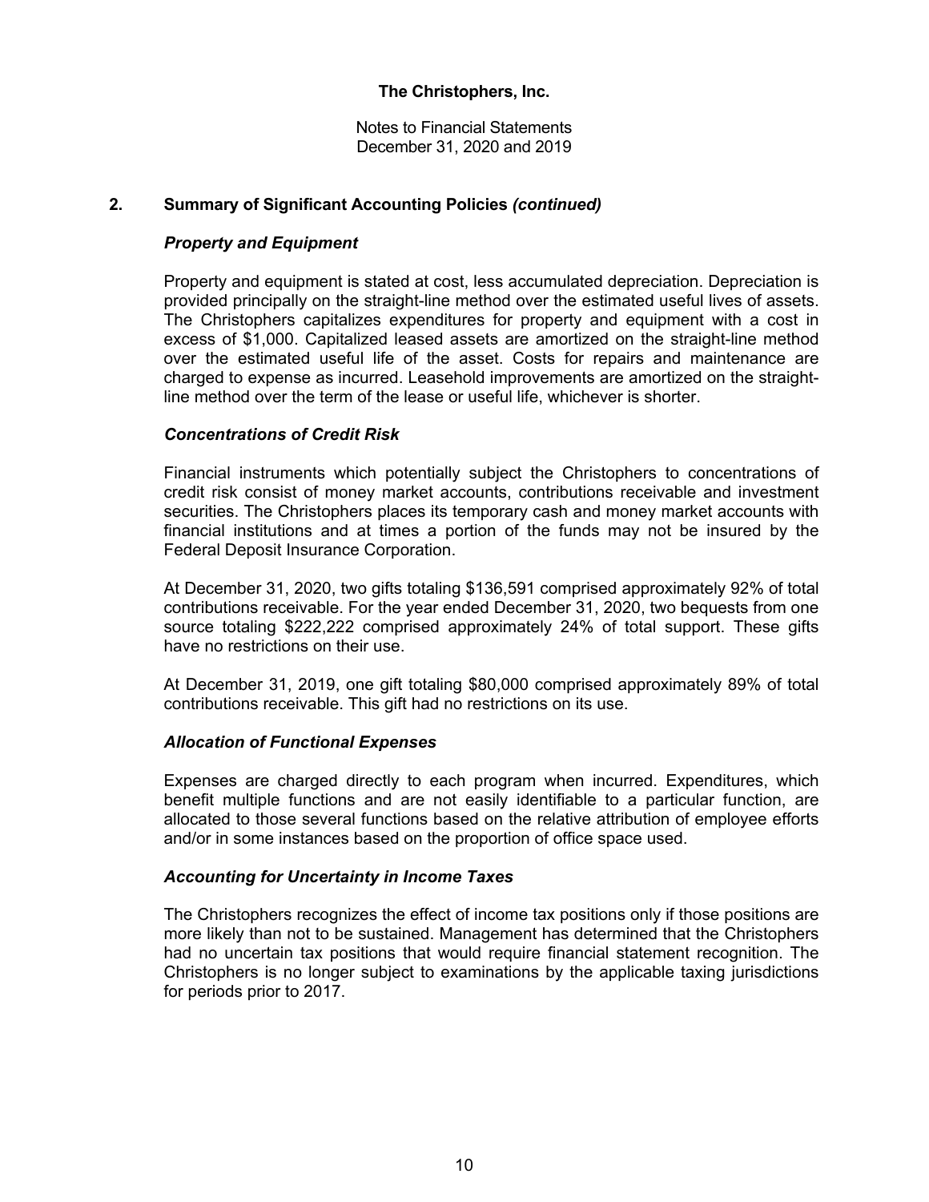**The Christophers, Inc.**

Notes to Financial Statements
December 31, 2020 and 2019

## 2. Summary of Significant Accounting Policies *(continued)*

### *Property and Equipment*

Property and equipment is stated at cost, less accumulated depreciation. Depreciation is provided principally on the straight-line method over the estimated useful lives of assets. The Christophers capitalizes expenditures for property and equipment with a cost in excess of $1,000. Capitalized leased assets are amortized on the straight-line method over the estimated useful life of the asset. Costs for repairs and maintenance are charged to expense as incurred. Leasehold improvements are amortized on the straight-line method over the term of the lease or useful life, whichever is shorter.

### *Concentrations of Credit Risk*

Financial instruments which potentially subject the Christophers to concentrations of credit risk consist of money market accounts, contributions receivable and investment securities. The Christophers places its temporary cash and money market accounts with financial institutions and at times a portion of the funds may not be insured by the Federal Deposit Insurance Corporation.

At December 31, 2020, two gifts totaling $136,591 comprised approximately 92% of total contributions receivable. For the year ended December 31, 2020, two bequests from one source totaling $222,222 comprised approximately 24% of total support. These gifts have no restrictions on their use.

At December 31, 2019, one gift totaling $80,000 comprised approximately 89% of total contributions receivable. This gift had no restrictions on its use.

### *Allocation of Functional Expenses*

Expenses are charged directly to each program when incurred. Expenditures, which benefit multiple functions and are not easily identifiable to a particular function, are allocated to those several functions based on the relative attribution of employee efforts and/or in some instances based on the proportion of office space used.

### *Accounting for Uncertainty in Income Taxes*

The Christophers recognizes the effect of income tax positions only if those positions are more likely than not to be sustained. Management has determined that the Christophers had no uncertain tax positions that would require financial statement recognition. The Christophers is no longer subject to examinations by the applicable taxing jurisdictions for periods prior to 2017.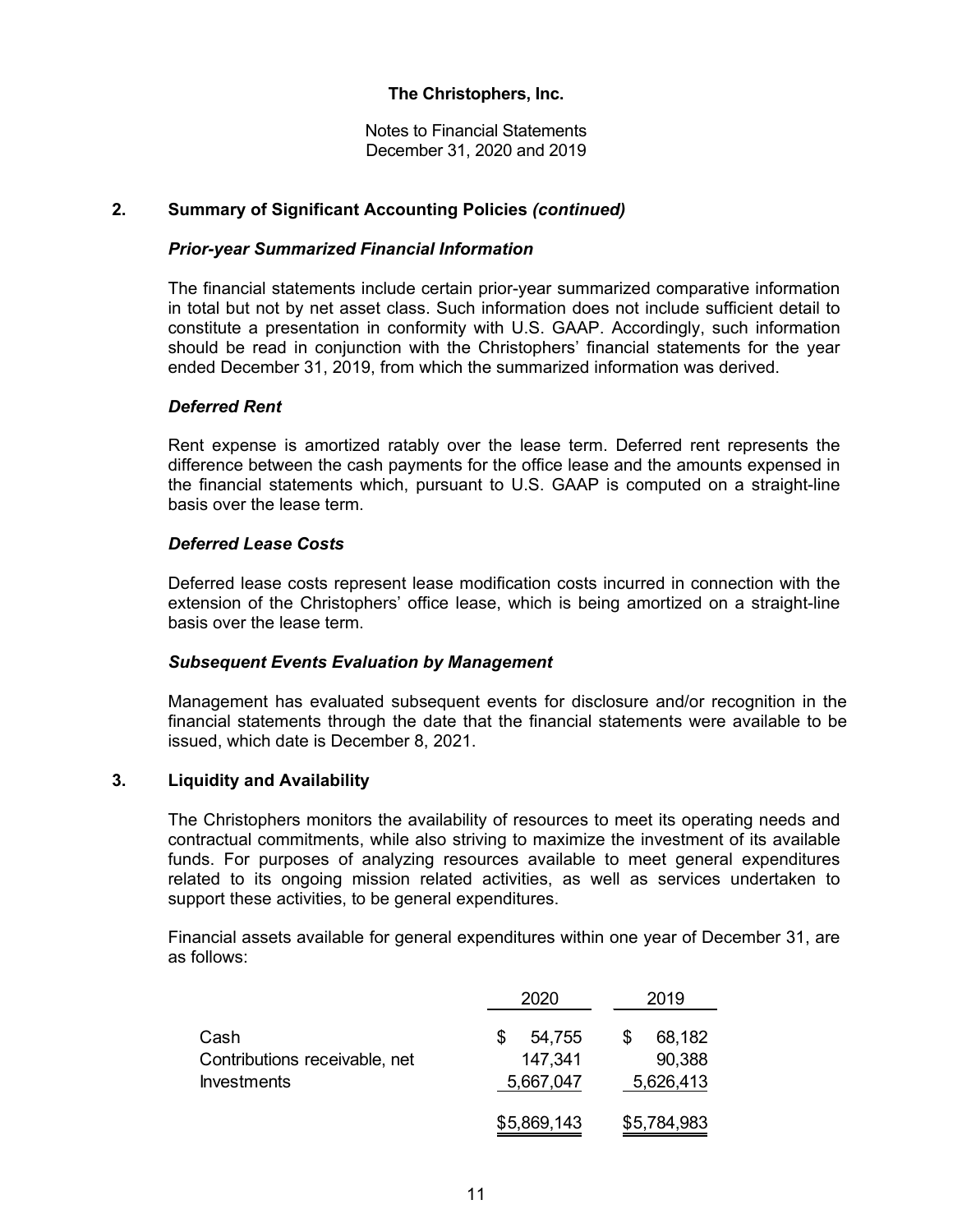**The Christophers, Inc.**

Notes to Financial Statements
December 31, 2020 and 2019

## 2. Summary of Significant Accounting Policies *(continued)*

### *Prior-year Summarized Financial Information*

The financial statements include certain prior-year summarized comparative information in total but not by net asset class. Such information does not include sufficient detail to constitute a presentation in conformity with U.S. GAAP. Accordingly, such information should be read in conjunction with the Christophers' financial statements for the year ended December 31, 2019, from which the summarized information was derived.

### *Deferred Rent*

Rent expense is amortized ratably over the lease term. Deferred rent represents the difference between the cash payments for the office lease and the amounts expensed in the financial statements which, pursuant to U.S. GAAP is computed on a straight-line basis over the lease term.

### *Deferred Lease Costs*

Deferred lease costs represent lease modification costs incurred in connection with the extension of the Christophers' office lease, which is being amortized on a straight-line basis over the lease term.

### *Subsequent Events Evaluation by Management*

Management has evaluated subsequent events for disclosure and/or recognition in the financial statements through the date that the financial statements were available to be issued, which date is December 8, 2021.

## 3. Liquidity and Availability

The Christophers monitors the availability of resources to meet its operating needs and contractual commitments, while also striving to maximize the investment of its available funds. For purposes of analyzing resources available to meet general expenditures related to its ongoing mission related activities, as well as services undertaken to support these activities, to be general expenditures.

Financial assets available for general expenditures within one year of December 31, are as follows:

| | 2020 | 2019 |
|---|---|---|
| Cash | $ 54,755 | $ 68,182 |
| Contributions receivable, net | 147,341 | 90,388 |
| Investments | 5,667,047 | 5,626,413 |
| | $5,869,143 | $5,784,983 |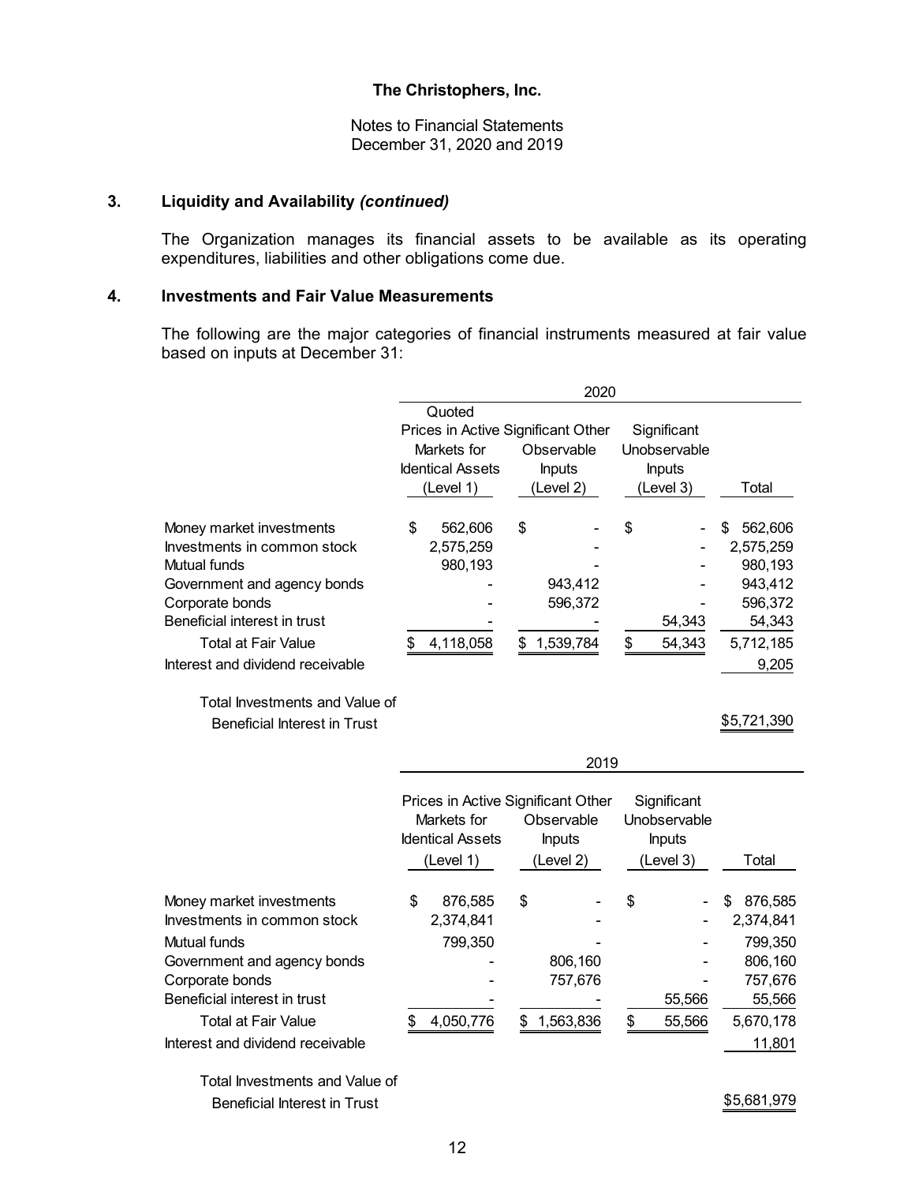**The Christophers, Inc.**

Notes to Financial Statements
December 31, 2020 and 2019

## 3. Liquidity and Availability *(continued)*

The Organization manages its financial assets to be available as its operating expenditures, liabilities and other obligations come due.

## 4. Investments and Fair Value Measurements

The following are the major categories of financial instruments measured at fair value based on inputs at December 31:

| | 2020 | | | |
|---|---|---|---|---|
| | Quoted Prices in Active Markets for Identical Assets (Level 1) | Significant Other Observable Inputs (Level 2) | Significant Unobservable Inputs (Level 3) | Total |
| Money market investments | $ 562,606 | $ - | $ - | $ 562,606 |
| Investments in common stock | 2,575,259 | - | - | 2,575,259 |
| Mutual funds | 980,193 | - | - | 980,193 |
| Government and agency bonds | - | 943,412 | - | 943,412 |
| Corporate bonds | - | 596,372 | - | 596,372 |
| Beneficial interest in trust | - | - | 54,343 | 54,343 |
| Total at Fair Value | $ 4,118,058 | $ 1,539,784 | $ 54,343 | 5,712,185 |
| Interest and dividend receivable | | | | 9,205 |
| Total Investments and Value of Beneficial Interest in Trust | | | | $5,721,390 |

| | 2019 | | | |
|---|---|---|---|---|
| | Prices in Active Markets for Identical Assets (Level 1) | Significant Other Observable Inputs (Level 2) | Significant Unobservable Inputs (Level 3) | Total |
| Money market investments | $ 876,585 | $ - | $ - | $ 876,585 |
| Investments in common stock | 2,374,841 | - | - | 2,374,841 |
| Mutual funds | 799,350 | - | - | 799,350 |
| Government and agency bonds | - | 806,160 | - | 806,160 |
| Corporate bonds | - | 757,676 | - | 757,676 |
| Beneficial interest in trust | - | - | 55,566 | 55,566 |
| Total at Fair Value | $ 4,050,776 | $ 1,563,836 | $ 55,566 | 5,670,178 |
| Interest and dividend receivable | | | | 11,801 |
| Total Investments and Value of Beneficial Interest in Trust | | | | $5,681,979 |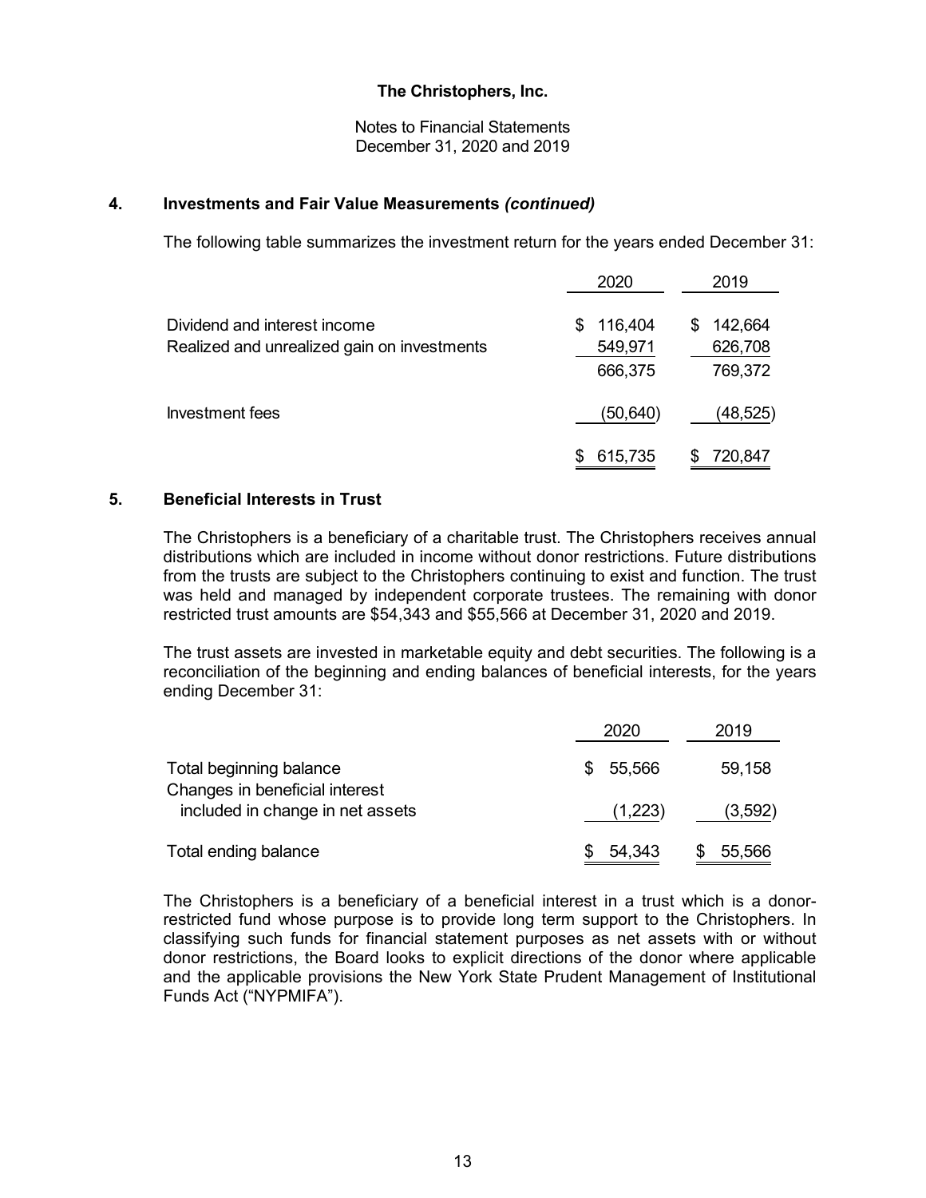## 4. Investments and Fair Value Measurements *(continued)*

The following table summarizes the investment return for the years ended December 31:

| | 2020 | 2019 |
|---|---|---|
| Dividend and interest income | $ 116,404 | $ 142,664 |
| Realized and unrealized gain on investments | 549,971 | 626,708 |
| | 666,375 | 769,372 |
| Investment fees | (50,640) | (48,525) |
| | $ 615,735 | $ 720,847 |

## 5. Beneficial Interests in Trust

The Christophers is a beneficiary of a charitable trust. The Christophers receives annual distributions which are included in income without donor restrictions. Future distributions from the trusts are subject to the Christophers continuing to exist and function. The trust was held and managed by independent corporate trustees. The remaining with donor restricted trust amounts are $54,343 and $55,566 at December 31, 2020 and 2019.

The trust assets are invested in marketable equity and debt securities. The following is a reconciliation of the beginning and ending balances of beneficial interests, for the years ending December 31:

| | 2020 | 2019 |
|---|---|---|
| Total beginning balance | $ 55,566 | 59,158 |
| Changes in beneficial interest included in change in net assets | (1,223) | (3,592) |
| Total ending balance | $ 54,343 | $ 55,566 |

The Christophers is a beneficiary of a beneficial interest in a trust which is a donor-restricted fund whose purpose is to provide long term support to the Christophers. In classifying such funds for financial statement purposes as net assets with or without donor restrictions, the Board looks to explicit directions of the donor where applicable and the applicable provisions the New York State Prudent Management of Institutional Funds Act ("NYPMIFA").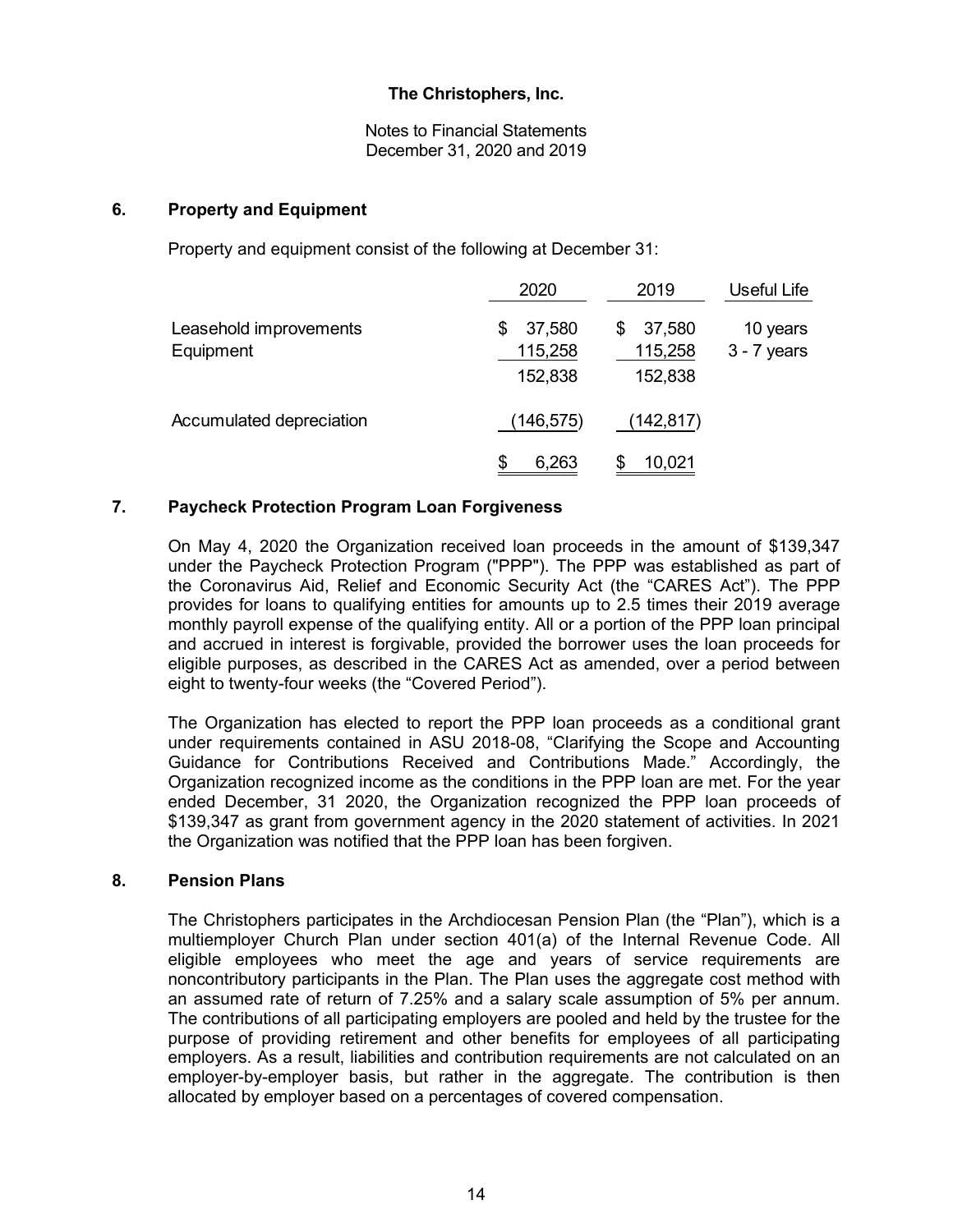# The Christophers, Inc.

Notes to Financial Statements
December 31, 2020 and 2019

## 6. Property and Equipment

Property and equipment consist of the following at December 31:

| | 2020 | 2019 | Useful Life |
|---|---|---|---|
| Leasehold improvements | $ 37,580 | $ 37,580 | 10 years |
| Equipment | 115,258 | 115,258 | 3 - 7 years |
| | 152,838 | 152,838 | |
| Accumulated depreciation | (146,575) | (142,817) | |
| | $ 6,263 | $ 10,021 | |

## 7. Paycheck Protection Program Loan Forgiveness

On May 4, 2020 the Organization received loan proceeds in the amount of $139,347 under the Paycheck Protection Program ("PPP"). The PPP was established as part of the Coronavirus Aid, Relief and Economic Security Act (the "CARES Act"). The PPP provides for loans to qualifying entities for amounts up to 2.5 times their 2019 average monthly payroll expense of the qualifying entity. All or a portion of the PPP loan principal and accrued in interest is forgivable, provided the borrower uses the loan proceeds for eligible purposes, as described in the CARES Act as amended, over a period between eight to twenty-four weeks (the "Covered Period").

The Organization has elected to report the PPP loan proceeds as a conditional grant under requirements contained in ASU 2018-08, "Clarifying the Scope and Accounting Guidance for Contributions Received and Contributions Made." Accordingly, the Organization recognized income as the conditions in the PPP loan are met. For the year ended December, 31 2020, the Organization recognized the PPP loan proceeds of $139,347 as grant from government agency in the 2020 statement of activities. In 2021 the Organization was notified that the PPP loan has been forgiven.

## 8. Pension Plans

The Christophers participates in the Archdiocesan Pension Plan (the "Plan"), which is a multiemployer Church Plan under section 401(a) of the Internal Revenue Code. All eligible employees who meet the age and years of service requirements are noncontributory participants in the Plan. The Plan uses the aggregate cost method with an assumed rate of return of 7.25% and a salary scale assumption of 5% per annum. The contributions of all participating employers are pooled and held by the trustee for the purpose of providing retirement and other benefits for employees of all participating employers. As a result, liabilities and contribution requirements are not calculated on an employer-by-employer basis, but rather in the aggregate. The contribution is then allocated by employer based on a percentages of covered compensation.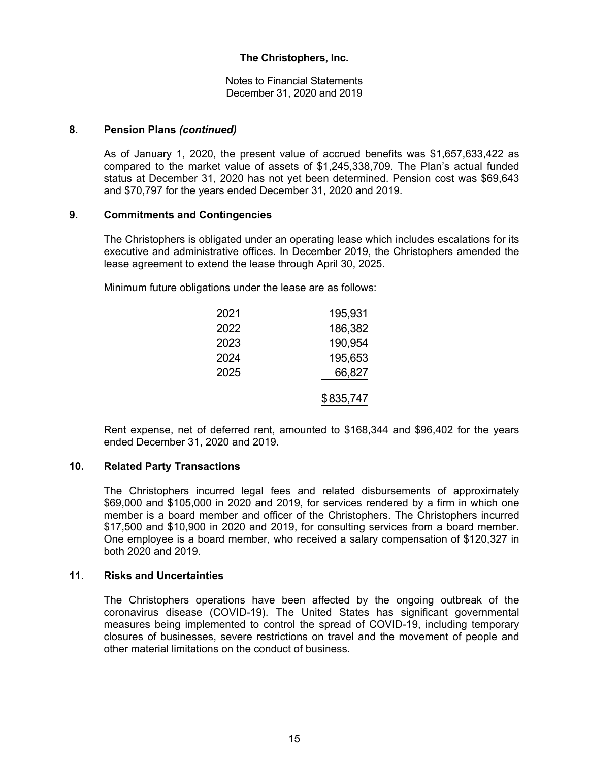## 8. Pension Plans *(continued)*

As of January 1, 2020, the present value of accrued benefits was $1,657,633,422 as compared to the market value of assets of $1,245,338,709. The Plan's actual funded status at December 31, 2020 has not yet been determined. Pension cost was $69,643 and $70,797 for the years ended December 31, 2020 and 2019.

## 9. Commitments and Contingencies

The Christophers is obligated under an operating lease which includes escalations for its executive and administrative offices. In December 2019, the Christophers amended the lease agreement to extend the lease through April 30, 2025.

Minimum future obligations under the lease are as follows:

| | |
|---|---|
| 2021 | 195,931 |
| 2022 | 186,382 |
| 2023 | 190,954 |
| 2024 | 195,653 |
| 2025 | 66,827 |
| | $835,747 |

Rent expense, net of deferred rent, amounted to $168,344 and $96,402 for the years ended December 31, 2020 and 2019.

## 10. Related Party Transactions

The Christophers incurred legal fees and related disbursements of approximately $69,000 and $105,000 in 2020 and 2019, for services rendered by a firm in which one member is a board member and officer of the Christophers. The Christophers incurred $17,500 and $10,900 in 2020 and 2019, for consulting services from a board member. One employee is a board member, who received a salary compensation of $120,327 in both 2020 and 2019.

## 11. Risks and Uncertainties

The Christophers operations have been affected by the ongoing outbreak of the coronavirus disease (COVID-19). The United States has significant governmental measures being implemented to control the spread of COVID-19, including temporary closures of businesses, severe restrictions on travel and the movement of people and other material limitations on the conduct of business.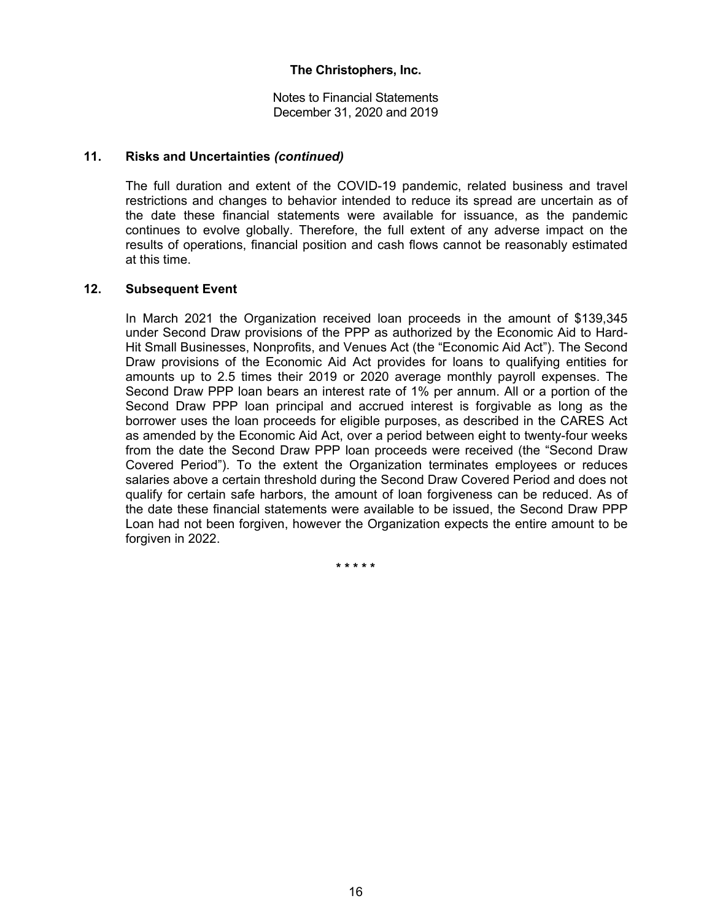## 11. Risks and Uncertainties *(continued)*

The full duration and extent of the COVID-19 pandemic, related business and travel restrictions and changes to behavior intended to reduce its spread are uncertain as of the date these financial statements were available for issuance, as the pandemic continues to evolve globally. Therefore, the full extent of any adverse impact on the results of operations, financial position and cash flows cannot be reasonably estimated at this time.

## 12. Subsequent Event

In March 2021 the Organization received loan proceeds in the amount of $139,345 under Second Draw provisions of the PPP as authorized by the Economic Aid to Hard-Hit Small Businesses, Nonprofits, and Venues Act (the "Economic Aid Act"). The Second Draw provisions of the Economic Aid Act provides for loans to qualifying entities for amounts up to 2.5 times their 2019 or 2020 average monthly payroll expenses. The Second Draw PPP loan bears an interest rate of 1% per annum. All or a portion of the Second Draw PPP loan principal and accrued interest is forgivable as long as the borrower uses the loan proceeds for eligible purposes, as described in the CARES Act as amended by the Economic Aid Act, over a period between eight to twenty-four weeks from the date the Second Draw PPP loan proceeds were received (the "Second Draw Covered Period"). To the extent the Organization terminates employees or reduces salaries above a certain threshold during the Second Draw Covered Period and does not qualify for certain safe harbors, the amount of loan forgiveness can be reduced. As of the date these financial statements were available to be issued, the Second Draw PPP Loan had not been forgiven, however the Organization expects the entire amount to be forgiven in 2022.

\* \* \* \* \*